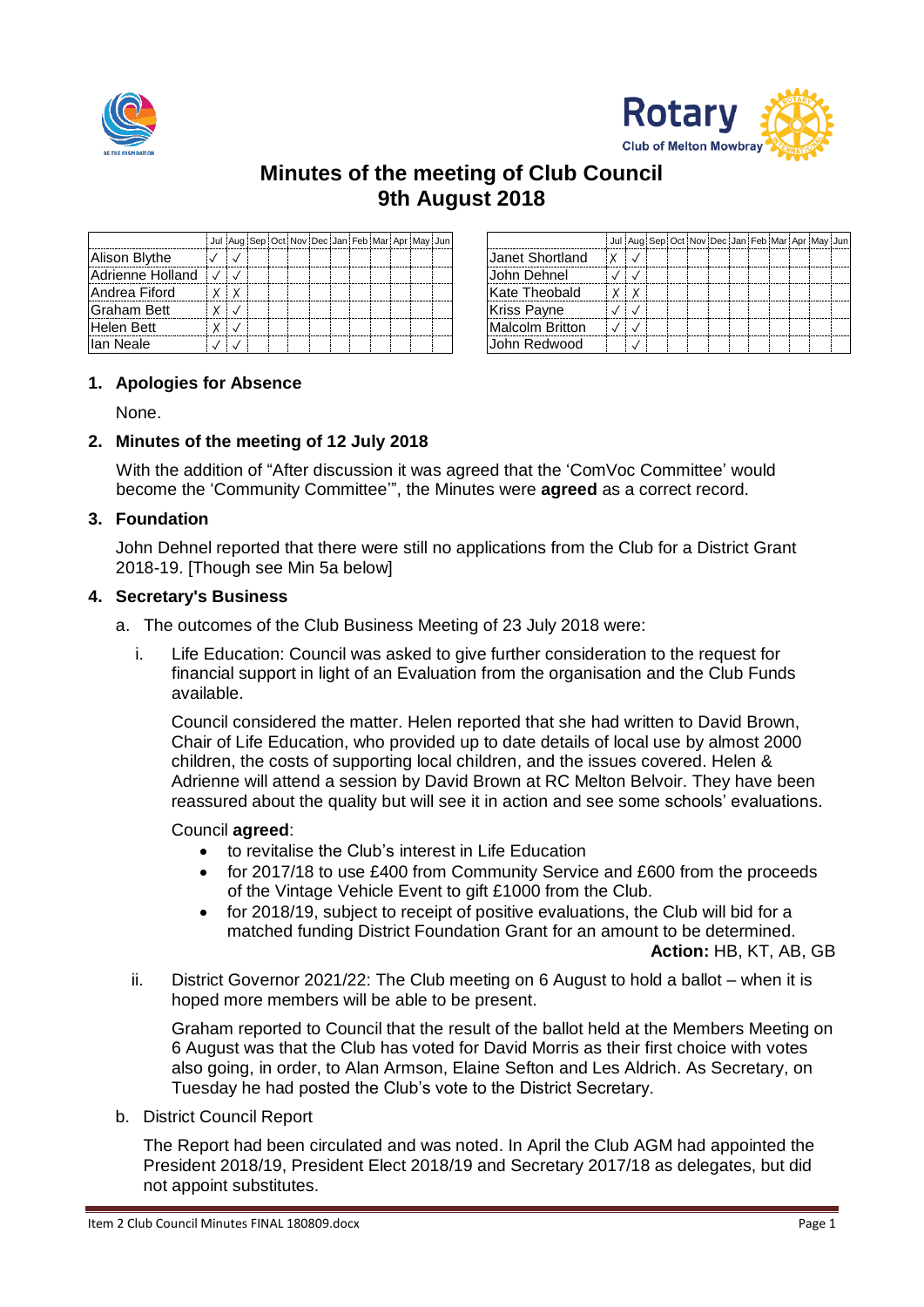# Minutes of the meeting of Club Council 9th August 2018

| | Jul | Aug | Sep | Oct | Nov | Dec | Jan | Feb | Mar | Apr | May | Jun |
|---|---|---|---|---|---|---|---|---|---|---|---|---|
| Alison Blythe | ✓ | ✓ | | | | | | | | | | |
| Adrienne Holland | ✓ | ✓ | | | | | | | | | | |
| Andrea Fiford | X | X | | | | | | | | | | |
| Graham Bett | X | ✓ | | | | | | | | | | |
| Helen Bett | X | ✓ | | | | | | | | | | |
| Ian Neale | ✓ | ✓ | | | | | | | | | | |

| | Jul | Aug | Sep | Oct | Nov | Dec | Jan | Feb | Mar | Apr | May | Jun |
|---|---|---|---|---|---|---|---|---|---|---|---|---|
| Janet Shortland | X | ✓ | | | | | | | | | | |
| John Dehnel | ✓ | ✓ | | | | | | | | | | |
| Kate Theobald | X | X | | | | | | | | | | |
| Kriss Payne | ✓ | ✓ | | | | | | | | | | |
| Malcolm Britton | ✓ | ✓ | | | | | | | | | | |
| John Redwood | | ✓ | | | | | | | | | | |

## 1. Apologies for Absence

None.

## 2. Minutes of the meeting of 12 July 2018

With the addition of "After discussion it was agreed that the 'ComVoc Committee' would become the 'Community Committee'", the Minutes were **agreed** as a correct record.

## 3. Foundation

John Dehnel reported that there were still no applications from the Club for a District Grant 2018-19. [Though see Min 5a below]

## 4. Secretary's Business

a. The outcomes of the Club Business Meeting of 23 July 2018 were:

i. Life Education: Council was asked to give further consideration to the request for financial support in light of an Evaluation from the organisation and the Club Funds available.

Council considered the matter. Helen reported that she had written to David Brown, Chair of Life Education, who provided up to date details of local use by almost 2000 children, the costs of supporting local children, and the issues covered. Helen & Adrienne will attend a session by David Brown at RC Melton Belvoir. They have been reassured about the quality but will see it in action and see some schools' evaluations.

Council **agreed**:

- to revitalise the Club's interest in Life Education
- for 2017/18 to use £400 from Community Service and £600 from the proceeds of the Vintage Vehicle Event to gift £1000 from the Club.
- for 2018/19, subject to receipt of positive evaluations, the Club will bid for a matched funding District Foundation Grant for an amount to be determined.

**Action:** HB, KT, AB, GB

ii. District Governor 2021/22: The Club meeting on 6 August to hold a ballot – when it is hoped more members will be able to be present.

Graham reported to Council that the result of the ballot held at the Members Meeting on 6 August was that the Club has voted for David Morris as their first choice with votes also going, in order, to Alan Armson, Elaine Sefton and Les Aldrich. As Secretary, on Tuesday he had posted the Club's vote to the District Secretary.

b. District Council Report

The Report had been circulated and was noted. In April the Club AGM had appointed the President 2018/19, President Elect 2018/19 and Secretary 2017/18 as delegates, but did not appoint substitutes.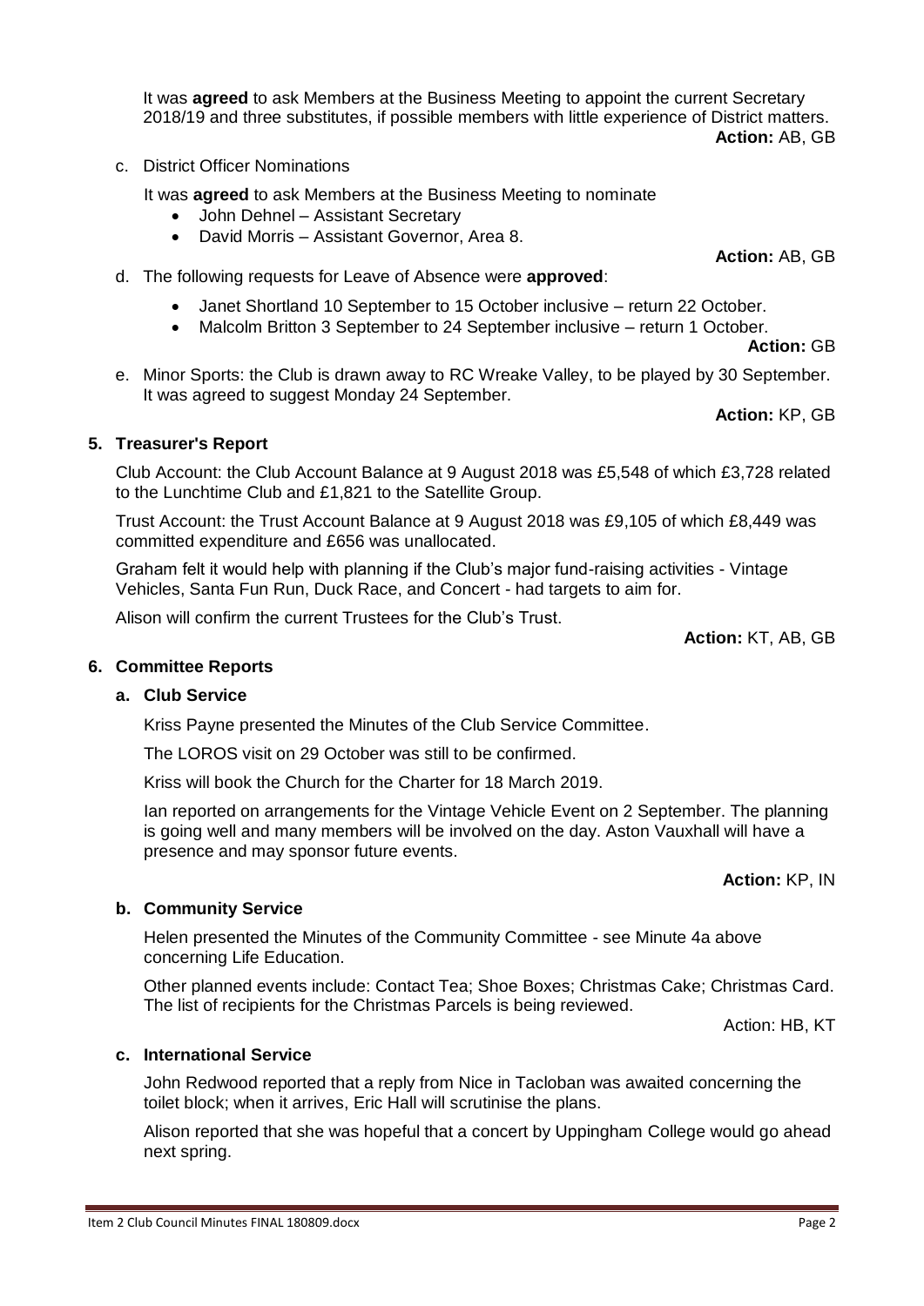It was **agreed** to ask Members at the Business Meeting to appoint the current Secretary 2018/19 and three substitutes, if possible members with little experience of District matters.

**Action:** AB, GB

c. District Officer Nominations

It was **agreed** to ask Members at the Business Meeting to nominate

- John Dehnel – Assistant Secretary
- David Morris – Assistant Governor, Area 8.

**Action:** AB, GB

d. The following requests for Leave of Absence were **approved**:

- Janet Shortland 10 September to 15 October inclusive – return 22 October.
- Malcolm Britton 3 September to 24 September inclusive – return 1 October.

**Action:** GB

e. Minor Sports: the Club is drawn away to RC Wreake Valley, to be played by 30 September. It was agreed to suggest Monday 24 September.

**Action:** KP, GB

## 5. Treasurer's Report

Club Account: the Club Account Balance at 9 August 2018 was £5,548 of which £3,728 related to the Lunchtime Club and £1,821 to the Satellite Group.

Trust Account: the Trust Account Balance at 9 August 2018 was £9,105 of which £8,449 was committed expenditure and £656 was unallocated.

Graham felt it would help with planning if the Club's major fund-raising activities - Vintage Vehicles, Santa Fun Run, Duck Race, and Concert - had targets to aim for.

Alison will confirm the current Trustees for the Club's Trust.

**Action:** KT, AB, GB

## 6. Committee Reports

### a. Club Service

Kriss Payne presented the Minutes of the Club Service Committee.

The LOROS visit on 29 October was still to be confirmed.

Kriss will book the Church for the Charter for 18 March 2019.

Ian reported on arrangements for the Vintage Vehicle Event on 2 September. The planning is going well and many members will be involved on the day. Aston Vauxhall will have a presence and may sponsor future events.

**Action:** KP, IN

### b. Community Service

Helen presented the Minutes of the Community Committee - see Minute 4a above concerning Life Education.

Other planned events include: Contact Tea; Shoe Boxes; Christmas Cake; Christmas Card. The list of recipients for the Christmas Parcels is being reviewed.

Action: HB, KT

### c. International Service

John Redwood reported that a reply from Nice in Tacloban was awaited concerning the toilet block; when it arrives, Eric Hall will scrutinise the plans.

Alison reported that she was hopeful that a concert by Uppingham College would go ahead next spring.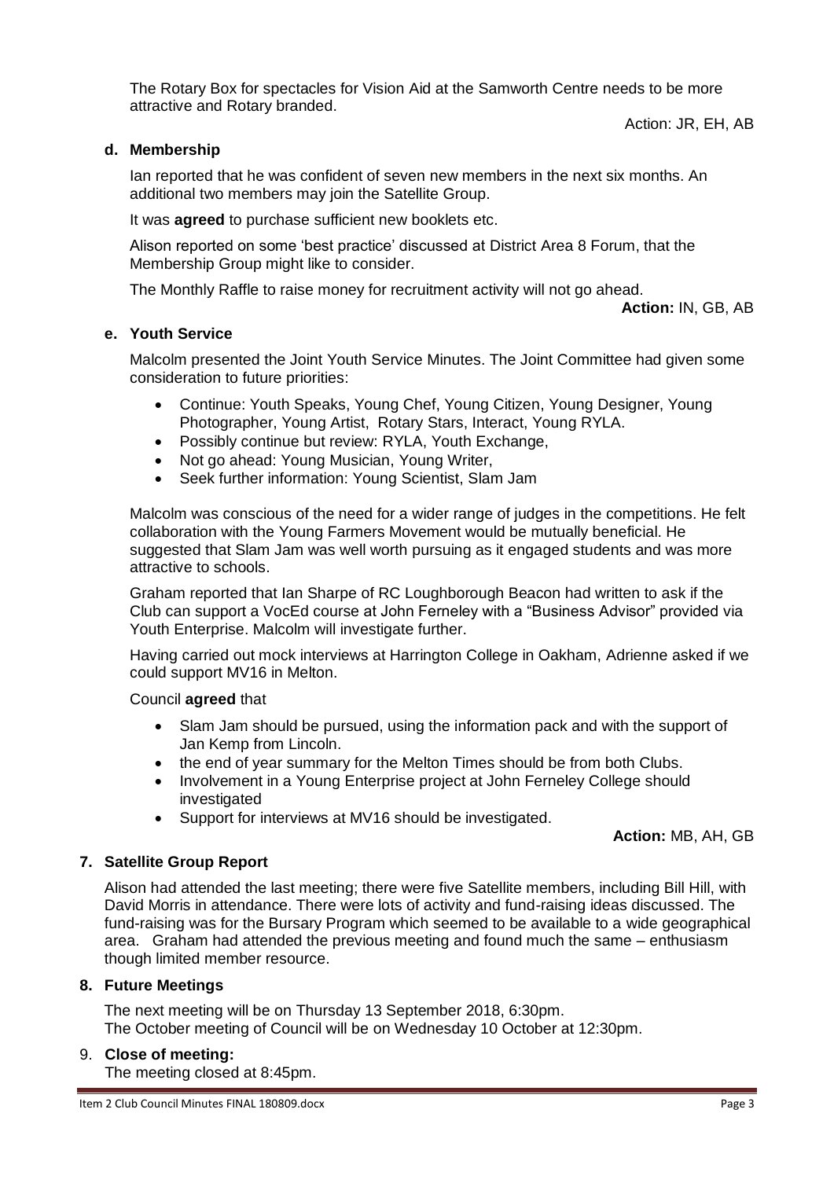The Rotary Box for spectacles for Vision Aid at the Samworth Centre needs to be more attractive and Rotary branded.

Action: JR, EH, AB

#### d. Membership

Ian reported that he was confident of seven new members in the next six months. An additional two members may join the Satellite Group.

It was **agreed** to purchase sufficient new booklets etc.

Alison reported on some 'best practice' discussed at District Area 8 Forum, that the Membership Group might like to consider.

The Monthly Raffle to raise money for recruitment activity will not go ahead.

**Action:** IN, GB, AB

#### e. Youth Service

Malcolm presented the Joint Youth Service Minutes. The Joint Committee had given some consideration to future priorities:

- Continue: Youth Speaks, Young Chef, Young Citizen, Young Designer, Young Photographer, Young Artist, Rotary Stars, Interact, Young RYLA.
- Possibly continue but review: RYLA, Youth Exchange,
- Not go ahead: Young Musician, Young Writer,
- Seek further information: Young Scientist, Slam Jam

Malcolm was conscious of the need for a wider range of judges in the competitions. He felt collaboration with the Young Farmers Movement would be mutually beneficial. He suggested that Slam Jam was well worth pursuing as it engaged students and was more attractive to schools.

Graham reported that Ian Sharpe of RC Loughborough Beacon had written to ask if the Club can support a VocEd course at John Ferneley with a "Business Advisor" provided via Youth Enterprise. Malcolm will investigate further.

Having carried out mock interviews at Harrington College in Oakham, Adrienne asked if we could support MV16 in Melton.

Council **agreed** that

- Slam Jam should be pursued, using the information pack and with the support of Jan Kemp from Lincoln.
- the end of year summary for the Melton Times should be from both Clubs.
- Involvement in a Young Enterprise project at John Ferneley College should investigated
- Support for interviews at MV16 should be investigated.

**Action:** MB, AH, GB

### 7. Satellite Group Report

Alison had attended the last meeting; there were five Satellite members, including Bill Hill, with David Morris in attendance. There were lots of activity and fund-raising ideas discussed. The fund-raising was for the Bursary Program which seemed to be available to a wide geographical area. Graham had attended the previous meeting and found much the same – enthusiasm though limited member resource.

### 8. Future Meetings

The next meeting will be on Thursday 13 September 2018, 6:30pm.
The October meeting of Council will be on Wednesday 10 October at 12:30pm.

### 9. Close of meeting:

The meeting closed at 8:45pm.